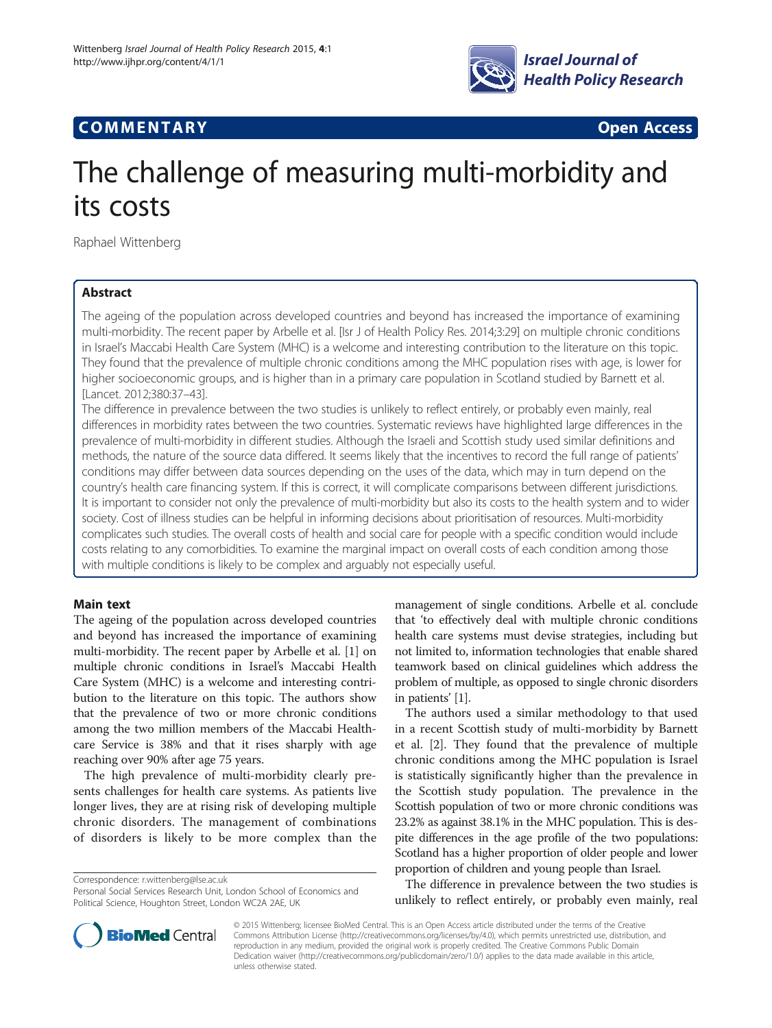COMMENTARY Open Access

# The challenge of measuring multi-morbidity and its costs

Raphael Wittenberg

## Abstract

The ageing of the population across developed countries and beyond has increased the importance of examining multi-morbidity. The recent paper by Arbelle et al. [Isr J of Health Policy Res. 2014;3:29] on multiple chronic conditions in Israel's Maccabi Health Care System (MHC) is a welcome and interesting contribution to the literature on this topic. They found that the prevalence of multiple chronic conditions among the MHC population rises with age, is lower for higher socioeconomic groups, and is higher than in a primary care population in Scotland studied by Barnett et al. [Lancet. 2012;380:37–43].

The difference in prevalence between the two studies is unlikely to reflect entirely, or probably even mainly, real differences in morbidity rates between the two countries. Systematic reviews have highlighted large differences in the prevalence of multi-morbidity in different studies. Although the Israeli and Scottish study used similar definitions and methods, the nature of the source data differed. It seems likely that the incentives to record the full range of patients' conditions may differ between data sources depending on the uses of the data, which may in turn depend on the country's health care financing system. If this is correct, it will complicate comparisons between different jurisdictions. It is important to consider not only the prevalence of multi-morbidity but also its costs to the health system and to wider society. Cost of illness studies can be helpful in informing decisions about prioritisation of resources. Multi-morbidity complicates such studies. The overall costs of health and social care for people with a specific condition would include costs relating to any comorbidities. To examine the marginal impact on overall costs of each condition among those with multiple conditions is likely to be complex and arguably not especially useful.

## Main text

The ageing of the population across developed countries and beyond has increased the importance of examining multi-morbidity. The recent paper by Arbelle et al. [1] on multiple chronic conditions in Israel's Maccabi Health Care System (MHC) is a welcome and interesting contribution to the literature on this topic. The authors show that the prevalence of two or more chronic conditions among the two million members of the Maccabi Healthcare Service is 38% and that it rises sharply with age reaching over 90% after age 75 years.

The high prevalence of multi-morbidity clearly presents challenges for health care systems. As patients live longer lives, they are at rising risk of developing multiple chronic disorders. The management of combinations of disorders is likely to be more complex than the management of single conditions. Arbelle et al. conclude that 'to effectively deal with multiple chronic conditions health care systems must devise strategies, including but not limited to, information technologies that enable shared teamwork based on clinical guidelines which address the problem of multiple, as opposed to single chronic disorders in patients' [1].

The authors used a similar methodology to that used in a recent Scottish study of multi-morbidity by Barnett et al. [2]. They found that the prevalence of multiple chronic conditions among the MHC population is Israel is statistically significantly higher than the prevalence in the Scottish study population. The prevalence in the Scottish population of two or more chronic conditions was 23.2% as against 38.1% in the MHC population. This is despite differences in the age profile of the two populations: Scotland has a higher proportion of older people and lower proportion of children and young people than Israel.

The difference in prevalence between the two studies is unlikely to reflect entirely, or probably even mainly, real

Correspondence: r.wittenberg@lse.ac.uk
Personal Social Services Research Unit, London School of Economics and Political Science, Houghton Street, London WC2A 2AE, UK

© 2015 Wittenberg; licensee BioMed Central. This is an Open Access article distributed under the terms of the Creative Commons Attribution License (http://creativecommons.org/licenses/by/4.0), which permits unrestricted use, distribution, and reproduction in any medium, provided the original work is properly credited. The Creative Commons Public Domain Dedication waiver (http://creativecommons.org/publicdomain/zero/1.0/) applies to the data made available in this article, unless otherwise stated.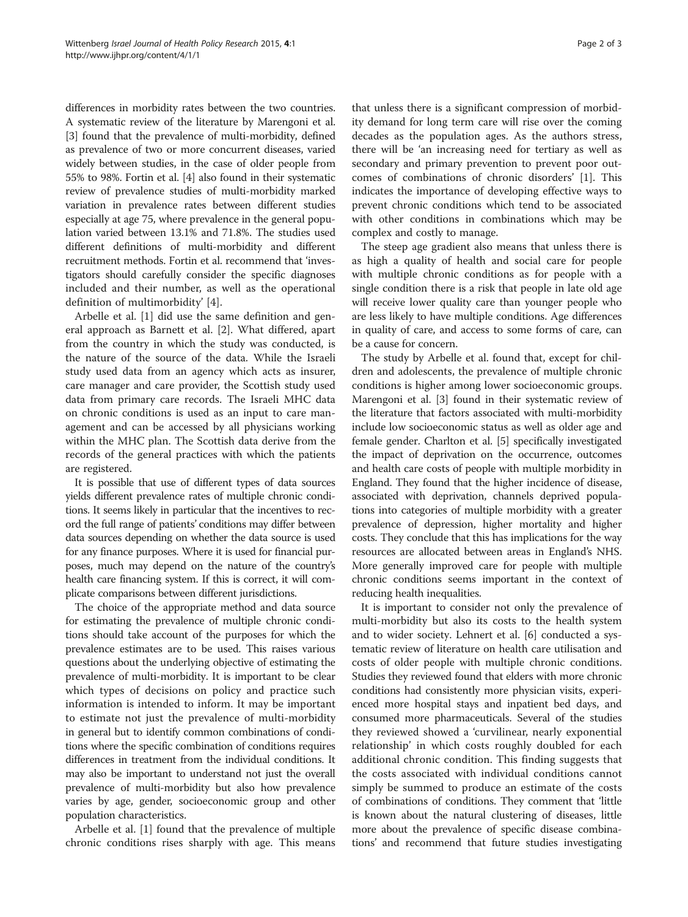differences in morbidity rates between the two countries. A systematic review of the literature by Marengoni et al. [3] found that the prevalence of multi-morbidity, defined as prevalence of two or more concurrent diseases, varied widely between studies, in the case of older people from 55% to 98%. Fortin et al. [4] also found in their systematic review of prevalence studies of multi-morbidity marked variation in prevalence rates between different studies especially at age 75, where prevalence in the general population varied between 13.1% and 71.8%. The studies used different definitions of multi-morbidity and different recruitment methods. Fortin et al. recommend that 'investigators should carefully consider the specific diagnoses included and their number, as well as the operational definition of multimorbidity' [4].

Arbelle et al. [1] did use the same definition and general approach as Barnett et al. [2]. What differed, apart from the country in which the study was conducted, is the nature of the source of the data. While the Israeli study used data from an agency which acts as insurer, care manager and care provider, the Scottish study used data from primary care records. The Israeli MHC data on chronic conditions is used as an input to care management and can be accessed by all physicians working within the MHC plan. The Scottish data derive from the records of the general practices with which the patients are registered.

It is possible that use of different types of data sources yields different prevalence rates of multiple chronic conditions. It seems likely in particular that the incentives to record the full range of patients' conditions may differ between data sources depending on whether the data source is used for any finance purposes. Where it is used for financial purposes, much may depend on the nature of the country's health care financing system. If this is correct, it will complicate comparisons between different jurisdictions.

The choice of the appropriate method and data source for estimating the prevalence of multiple chronic conditions should take account of the purposes for which the prevalence estimates are to be used. This raises various questions about the underlying objective of estimating the prevalence of multi-morbidity. It is important to be clear which types of decisions on policy and practice such information is intended to inform. It may be important to estimate not just the prevalence of multi-morbidity in general but to identify common combinations of conditions where the specific combination of conditions requires differences in treatment from the individual conditions. It may also be important to understand not just the overall prevalence of multi-morbidity but also how prevalence varies by age, gender, socioeconomic group and other population characteristics.

Arbelle et al. [1] found that the prevalence of multiple chronic conditions rises sharply with age. This means that unless there is a significant compression of morbidity demand for long term care will rise over the coming decades as the population ages. As the authors stress, there will be 'an increasing need for tertiary as well as secondary and primary prevention to prevent poor outcomes of combinations of chronic disorders' [1]. This indicates the importance of developing effective ways to prevent chronic conditions which tend to be associated with other conditions in combinations which may be complex and costly to manage.

The steep age gradient also means that unless there is as high a quality of health and social care for people with multiple chronic conditions as for people with a single condition there is a risk that people in late old age will receive lower quality care than younger people who are less likely to have multiple conditions. Age differences in quality of care, and access to some forms of care, can be a cause for concern.

The study by Arbelle et al. found that, except for children and adolescents, the prevalence of multiple chronic conditions is higher among lower socioeconomic groups. Marengoni et al. [3] found in their systematic review of the literature that factors associated with multi-morbidity include low socioeconomic status as well as older age and female gender. Charlton et al. [5] specifically investigated the impact of deprivation on the occurrence, outcomes and health care costs of people with multiple morbidity in England. They found that the higher incidence of disease, associated with deprivation, channels deprived populations into categories of multiple morbidity with a greater prevalence of depression, higher mortality and higher costs. They conclude that this has implications for the way resources are allocated between areas in England's NHS. More generally improved care for people with multiple chronic conditions seems important in the context of reducing health inequalities.

It is important to consider not only the prevalence of multi-morbidity but also its costs to the health system and to wider society. Lehnert et al. [6] conducted a systematic review of literature on health care utilisation and costs of older people with multiple chronic conditions. Studies they reviewed found that elders with more chronic conditions had consistently more physician visits, experienced more hospital stays and inpatient bed days, and consumed more pharmaceuticals. Several of the studies they reviewed showed a 'curvilinear, nearly exponential relationship' in which costs roughly doubled for each additional chronic condition. This finding suggests that the costs associated with individual conditions cannot simply be summed to produce an estimate of the costs of combinations of conditions. They comment that 'little is known about the natural clustering of diseases, little more about the prevalence of specific disease combinations' and recommend that future studies investigating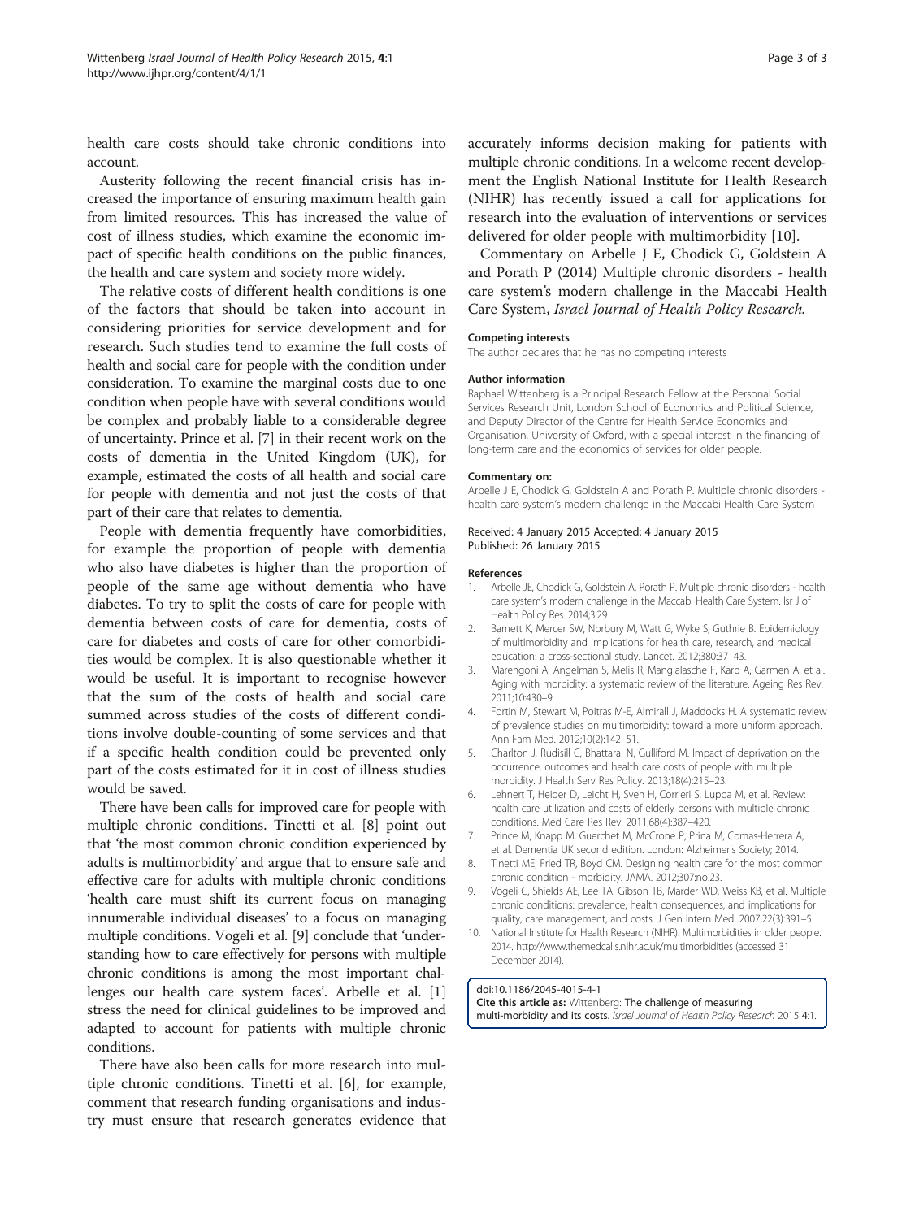health care costs should take chronic conditions into account.

Austerity following the recent financial crisis has increased the importance of ensuring maximum health gain from limited resources. This has increased the value of cost of illness studies, which examine the economic impact of specific health conditions on the public finances, the health and care system and society more widely.

The relative costs of different health conditions is one of the factors that should be taken into account in considering priorities for service development and for research. Such studies tend to examine the full costs of health and social care for people with the condition under consideration. To examine the marginal costs due to one condition when people have with several conditions would be complex and probably liable to a considerable degree of uncertainty. Prince et al. [7] in their recent work on the costs of dementia in the United Kingdom (UK), for example, estimated the costs of all health and social care for people with dementia and not just the costs of that part of their care that relates to dementia.

People with dementia frequently have comorbidities, for example the proportion of people with dementia who also have diabetes is higher than the proportion of people of the same age without dementia who have diabetes. To try to split the costs of care for people with dementia between costs of care for dementia, costs of care for diabetes and costs of care for other comorbidities would be complex. It is also questionable whether it would be useful. It is important to recognise however that the sum of the costs of health and social care summed across studies of the costs of different conditions involve double-counting of some services and that if a specific health condition could be prevented only part of the costs estimated for it in cost of illness studies would be saved.

There have been calls for improved care for people with multiple chronic conditions. Tinetti et al. [8] point out that 'the most common chronic condition experienced by adults is multimorbidity' and argue that to ensure safe and effective care for adults with multiple chronic conditions 'health care must shift its current focus on managing innumerable individual diseases' to a focus on managing multiple conditions. Vogeli et al. [9] conclude that 'understanding how to care effectively for persons with multiple chronic conditions is among the most important challenges our health care system faces'. Arbelle et al. [1] stress the need for clinical guidelines to be improved and adapted to account for patients with multiple chronic conditions.

There have also been calls for more research into multiple chronic conditions. Tinetti et al. [6], for example, comment that research funding organisations and industry must ensure that research generates evidence that accurately informs decision making for patients with multiple chronic conditions. In a welcome recent development the English National Institute for Health Research (NIHR) has recently issued a call for applications for research into the evaluation of interventions or services delivered for older people with multimorbidity [10].

Commentary on Arbelle J E, Chodick G, Goldstein A and Porath P (2014) Multiple chronic disorders - health care system's modern challenge in the Maccabi Health Care System, *Israel Journal of Health Policy Research*.

#### Competing interests

The author declares that he has no competing interests

#### Author information

Raphael Wittenberg is a Principal Research Fellow at the Personal Social Services Research Unit, London School of Economics and Political Science, and Deputy Director of the Centre for Health Service Economics and Organisation, University of Oxford, with a special interest in the financing of long-term care and the economics of services for older people.

#### Commentary on:

Arbelle J E, Chodick G, Goldstein A and Porath P. Multiple chronic disorders - health care system's modern challenge in the Maccabi Health Care System

Received: 4 January 2015 Accepted: 4 January 2015
Published: 26 January 2015

#### References

1. Arbelle JE, Chodick G, Goldstein A, Porath P. Multiple chronic disorders - health care system's modern challenge in the Maccabi Health Care System. Isr J of Health Policy Res. 2014;3:29.
2. Barnett K, Mercer SW, Norbury M, Watt G, Wyke S, Guthrie B. Epidemiology of multimorbidity and implications for health care, research, and medical education: a cross-sectional study. Lancet. 2012;380:37–43.
3. Marengoni A, Angelman S, Melis R, Mangialasche F, Karp A, Garmen A, et al. Aging with morbidity: a systematic review of the literature. Ageing Res Rev. 2011;10:430–9.
4. Fortin M, Stewart M, Poitras M-E, Almirall J, Maddocks H. A systematic review of prevalence studies on multimorbidity: toward a more uniform approach. Ann Fam Med. 2012;10(2):142–51.
5. Charlton J, Rudisill C, Bhattarai N, Gulliford M. Impact of deprivation on the occurrence, outcomes and health care costs of people with multiple morbidity. J Health Serv Res Policy. 2013;18(4):215–23.
6. Lehnert T, Heider D, Leicht H, Sven H, Corrieri S, Luppa M, et al. Review: health care utilization and costs of elderly persons with multiple chronic conditions. Med Care Res Rev. 2011;68(4):387–420.
7. Prince M, Knapp M, Guerchet M, McCrone P, Prina M, Comas-Herrera A, et al. Dementia UK second edition. London: Alzheimer's Society; 2014.
8. Tinetti ME, Fried TR, Boyd CM. Designing health care for the most common chronic condition - morbidity. JAMA. 2012;307:no.23.
9. Vogeli C, Shields AE, Lee TA, Gibson TB, Marder WD, Weiss KB, et al. Multiple chronic conditions: prevalence, health consequences, and implications for quality, care management, and costs. J Gen Intern Med. 2007;22(3):391–5.
10. National Institute for Health Research (NIHR). Multimorbidities in older people. 2014. http://www.themedcalls.nihr.ac.uk/multimorbidities (accessed 31 December 2014).

doi:10.1186/2045-4015-4-1

**Cite this article as:** Wittenberg: The challenge of measuring multi-morbidity and its costs. *Israel Journal of Health Policy Research* 2015 **4**:1.